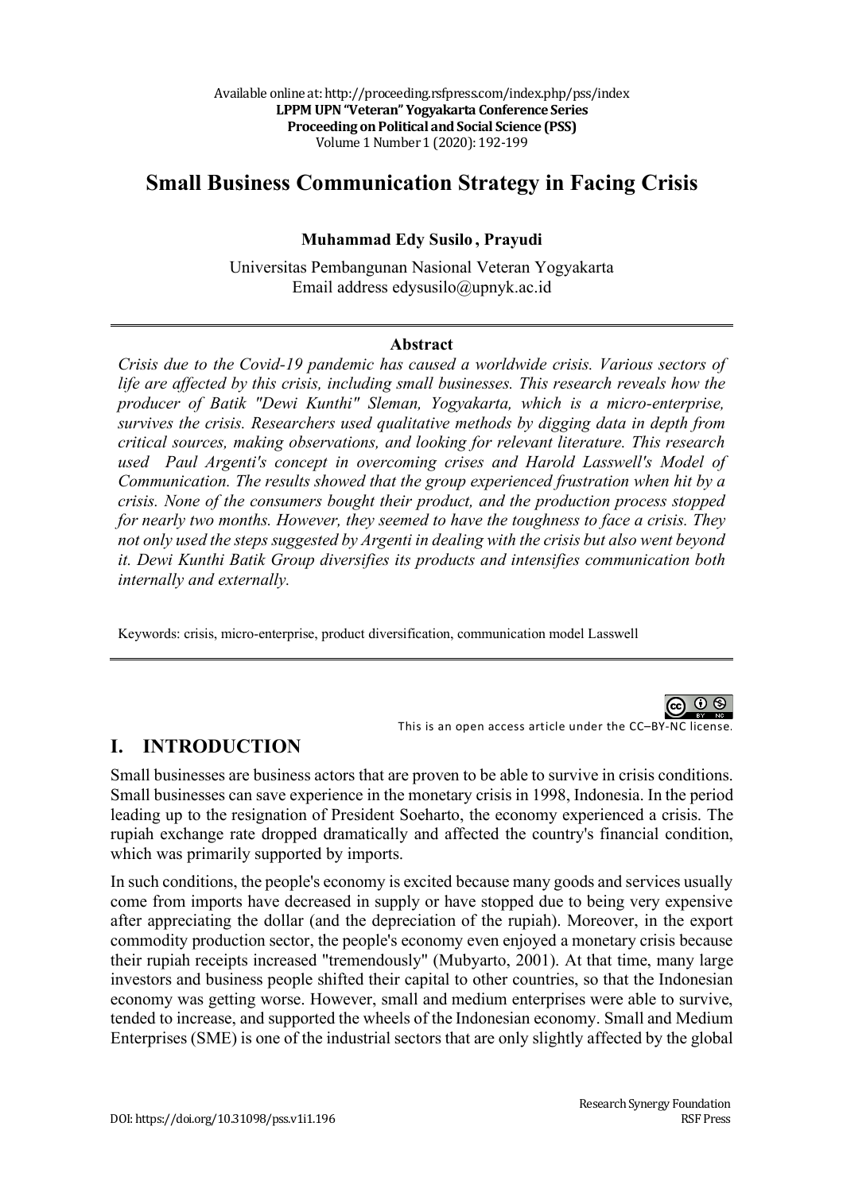Available online at: http://proceeding.rsfpress.com/index.php/pss/index
**LPPM UPN "Veteran" Yogyakarta Conference Series**
**Proceeding on Political and Social Science (PSS)**
Volume 1 Number 1 (2020): 192-199

# Small Business Communication Strategy in Facing Crisis

**Muhammad Edy Susilo , Prayudi**

Universitas Pembangunan Nasional Veteran Yogyakarta
Email address edysusilo@upnyk.ac.id

**Abstract**

*Crisis due to the Covid-19 pandemic has caused a worldwide crisis. Various sectors of life are affected by this crisis, including small businesses. This research reveals how the producer of Batik "Dewi Kunthi" Sleman, Yogyakarta, which is a micro-enterprise, survives the crisis. Researchers used qualitative methods by digging data in depth from critical sources, making observations, and looking for relevant literature. This research used Paul Argenti's concept in overcoming crises and Harold Lasswell's Model of Communication. The results showed that the group experienced frustration when hit by a crisis. None of the consumers bought their product, and the production process stopped for nearly two months. However, they seemed to have the toughness to face a crisis. They not only used the steps suggested by Argenti in dealing with the crisis but also went beyond it. Dewi Kunthi Batik Group diversifies its products and intensifies communication both internally and externally.*

Keywords: crisis, micro-enterprise, product diversification, communication model Lasswell

This is an open access article under the CC–BY-NC license.

## I. INTRODUCTION

Small businesses are business actors that are proven to be able to survive in crisis conditions. Small businesses can save experience in the monetary crisis in 1998, Indonesia. In the period leading up to the resignation of President Soeharto, the economy experienced a crisis. The rupiah exchange rate dropped dramatically and affected the country's financial condition, which was primarily supported by imports.

In such conditions, the people's economy is excited because many goods and services usually come from imports have decreased in supply or have stopped due to being very expensive after appreciating the dollar (and the depreciation of the rupiah). Moreover, in the export commodity production sector, the people's economy even enjoyed a monetary crisis because their rupiah receipts increased "tremendously" (Mubyarto, 2001). At that time, many large investors and business people shifted their capital to other countries, so that the Indonesian economy was getting worse. However, small and medium enterprises were able to survive, tended to increase, and supported the wheels of the Indonesian economy. Small and Medium Enterprises (SME) is one of the industrial sectors that are only slightly affected by the global

DOI: https://doi.org/10.31098/pss.v1i1.196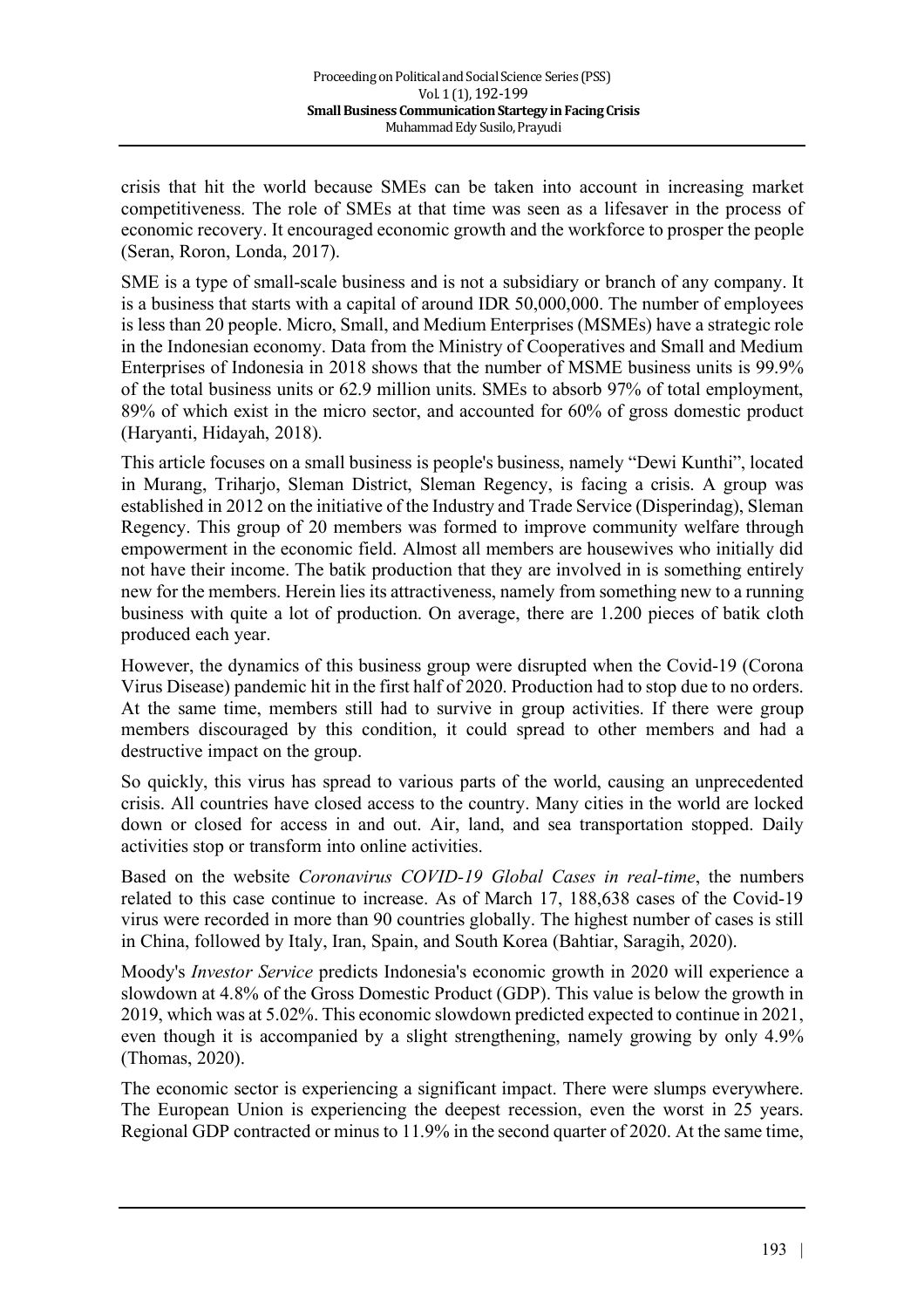crisis that hit the world because SMEs can be taken into account in increasing market competitiveness. The role of SMEs at that time was seen as a lifesaver in the process of economic recovery. It encouraged economic growth and the workforce to prosper the people (Seran, Roron, Londa, 2017).

SME is a type of small-scale business and is not a subsidiary or branch of any company. It is a business that starts with a capital of around IDR 50,000,000. The number of employees is less than 20 people. Micro, Small, and Medium Enterprises (MSMEs) have a strategic role in the Indonesian economy. Data from the Ministry of Cooperatives and Small and Medium Enterprises of Indonesia in 2018 shows that the number of MSME business units is 99.9% of the total business units or 62.9 million units. SMEs to absorb 97% of total employment, 89% of which exist in the micro sector, and accounted for 60% of gross domestic product (Haryanti, Hidayah, 2018).

This article focuses on a small business is people's business, namely "Dewi Kunthi", located in Murang, Triharjo, Sleman District, Sleman Regency, is facing a crisis. A group was established in 2012 on the initiative of the Industry and Trade Service (Disperindag), Sleman Regency. This group of 20 members was formed to improve community welfare through empowerment in the economic field. Almost all members are housewives who initially did not have their income. The batik production that they are involved in is something entirely new for the members. Herein lies its attractiveness, namely from something new to a running business with quite a lot of production. On average, there are 1.200 pieces of batik cloth produced each year.

However, the dynamics of this business group were disrupted when the Covid-19 (Corona Virus Disease) pandemic hit in the first half of 2020. Production had to stop due to no orders. At the same time, members still had to survive in group activities. If there were group members discouraged by this condition, it could spread to other members and had a destructive impact on the group.

So quickly, this virus has spread to various parts of the world, causing an unprecedented crisis. All countries have closed access to the country. Many cities in the world are locked down or closed for access in and out. Air, land, and sea transportation stopped. Daily activities stop or transform into online activities.

Based on the website *Coronavirus COVID-19 Global Cases in real-time*, the numbers related to this case continue to increase. As of March 17, 188,638 cases of the Covid-19 virus were recorded in more than 90 countries globally. The highest number of cases is still in China, followed by Italy, Iran, Spain, and South Korea (Bahtiar, Saragih, 2020).

Moody's *Investor Service* predicts Indonesia's economic growth in 2020 will experience a slowdown at 4.8% of the Gross Domestic Product (GDP). This value is below the growth in 2019, which was at 5.02%. This economic slowdown predicted expected to continue in 2021, even though it is accompanied by a slight strengthening, namely growing by only 4.9% (Thomas, 2020).

The economic sector is experiencing a significant impact. There were slumps everywhere. The European Union is experiencing the deepest recession, even the worst in 25 years. Regional GDP contracted or minus to 11.9% in the second quarter of 2020. At the same time,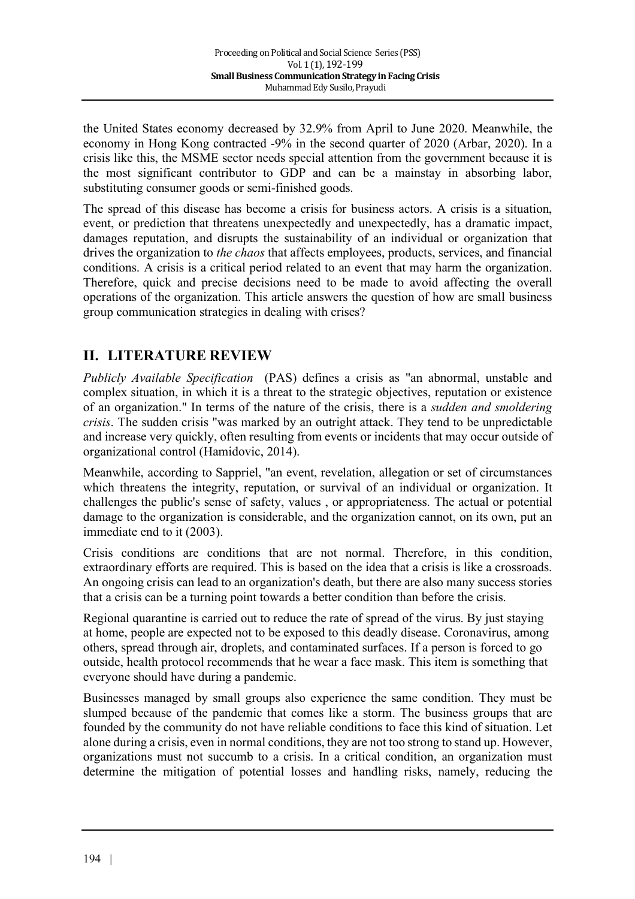the United States economy decreased by 32.9% from April to June 2020. Meanwhile, the economy in Hong Kong contracted -9% in the second quarter of 2020 (Arbar, 2020). In a crisis like this, the MSME sector needs special attention from the government because it is the most significant contributor to GDP and can be a mainstay in absorbing labor, substituting consumer goods or semi-finished goods.

The spread of this disease has become a crisis for business actors. A crisis is a situation, event, or prediction that threatens unexpectedly and unexpectedly, has a dramatic impact, damages reputation, and disrupts the sustainability of an individual or organization that drives the organization to *the chaos* that affects employees, products, services, and financial conditions. A crisis is a critical period related to an event that may harm the organization. Therefore, quick and precise decisions need to be made to avoid affecting the overall operations of the organization. This article answers the question of how are small business group communication strategies in dealing with crises?

## II. LITERATURE REVIEW

*Publicly Available Specification* (PAS) defines a crisis as "an abnormal, unstable and complex situation, in which it is a threat to the strategic objectives, reputation or existence of an organization." In terms of the nature of the crisis, there is a *sudden and smoldering crisis*. The sudden crisis "was marked by an outright attack. They tend to be unpredictable and increase very quickly, often resulting from events or incidents that may occur outside of organizational control (Hamidovic, 2014).

Meanwhile, according to Sappriel, "an event, revelation, allegation or set of circumstances which threatens the integrity, reputation, or survival of an individual or organization. It challenges the public's sense of safety, values , or appropriateness. The actual or potential damage to the organization is considerable, and the organization cannot, on its own, put an immediate end to it (2003).

Crisis conditions are conditions that are not normal. Therefore, in this condition, extraordinary efforts are required. This is based on the idea that a crisis is like a crossroads. An ongoing crisis can lead to an organization's death, but there are also many success stories that a crisis can be a turning point towards a better condition than before the crisis.

Regional quarantine is carried out to reduce the rate of spread of the virus. By just staying at home, people are expected not to be exposed to this deadly disease. Coronavirus, among others, spread through air, droplets, and contaminated surfaces. If a person is forced to go outside, health protocol recommends that he wear a face mask. This item is something that everyone should have during a pandemic.

Businesses managed by small groups also experience the same condition. They must be slumped because of the pandemic that comes like a storm. The business groups that are founded by the community do not have reliable conditions to face this kind of situation. Let alone during a crisis, even in normal conditions, they are not too strong to stand up. However, organizations must not succumb to a crisis. In a critical condition, an organization must determine the mitigation of potential losses and handling risks, namely, reducing the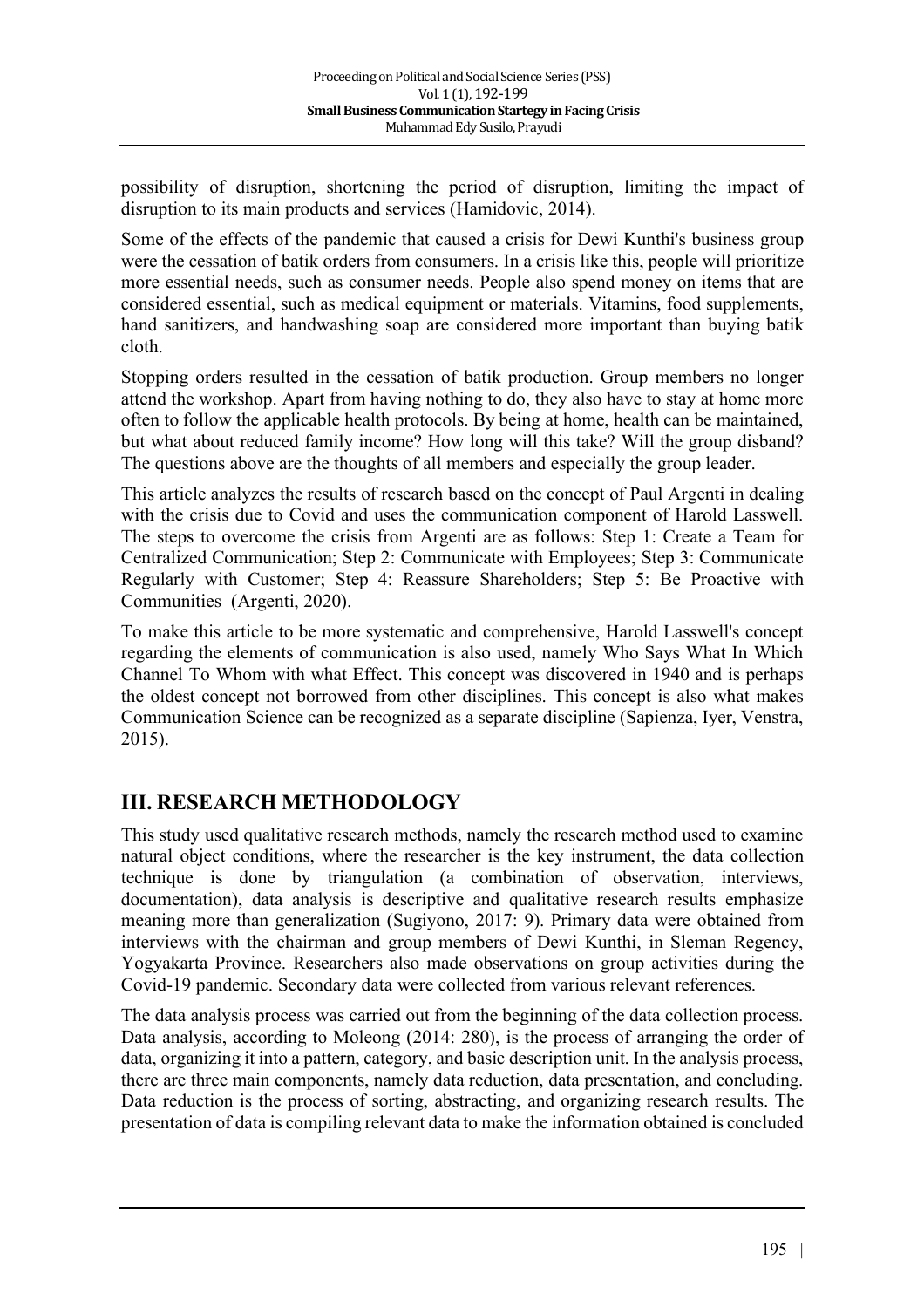possibility of disruption, shortening the period of disruption, limiting the impact of disruption to its main products and services (Hamidovic, 2014).

Some of the effects of the pandemic that caused a crisis for Dewi Kunthi's business group were the cessation of batik orders from consumers. In a crisis like this, people will prioritize more essential needs, such as consumer needs. People also spend money on items that are considered essential, such as medical equipment or materials. Vitamins, food supplements, hand sanitizers, and handwashing soap are considered more important than buying batik cloth.

Stopping orders resulted in the cessation of batik production. Group members no longer attend the workshop. Apart from having nothing to do, they also have to stay at home more often to follow the applicable health protocols. By being at home, health can be maintained, but what about reduced family income? How long will this take? Will the group disband? The questions above are the thoughts of all members and especially the group leader.

This article analyzes the results of research based on the concept of Paul Argenti in dealing with the crisis due to Covid and uses the communication component of Harold Lasswell. The steps to overcome the crisis from Argenti are as follows: Step 1: Create a Team for Centralized Communication; Step 2: Communicate with Employees; Step 3: Communicate Regularly with Customer; Step 4: Reassure Shareholders; Step 5: Be Proactive with Communities (Argenti, 2020).

To make this article to be more systematic and comprehensive, Harold Lasswell's concept regarding the elements of communication is also used, namely Who Says What In Which Channel To Whom with what Effect. This concept was discovered in 1940 and is perhaps the oldest concept not borrowed from other disciplines. This concept is also what makes Communication Science can be recognized as a separate discipline (Sapienza, Iyer, Venstra, 2015).

## III. RESEARCH METHODOLOGY

This study used qualitative research methods, namely the research method used to examine natural object conditions, where the researcher is the key instrument, the data collection technique is done by triangulation (a combination of observation, interviews, documentation), data analysis is descriptive and qualitative research results emphasize meaning more than generalization (Sugiyono, 2017: 9). Primary data were obtained from interviews with the chairman and group members of Dewi Kunthi, in Sleman Regency, Yogyakarta Province. Researchers also made observations on group activities during the Covid-19 pandemic. Secondary data were collected from various relevant references.

The data analysis process was carried out from the beginning of the data collection process. Data analysis, according to Moleong (2014: 280), is the process of arranging the order of data, organizing it into a pattern, category, and basic description unit. In the analysis process, there are three main components, namely data reduction, data presentation, and concluding. Data reduction is the process of sorting, abstracting, and organizing research results. The presentation of data is compiling relevant data to make the information obtained is concluded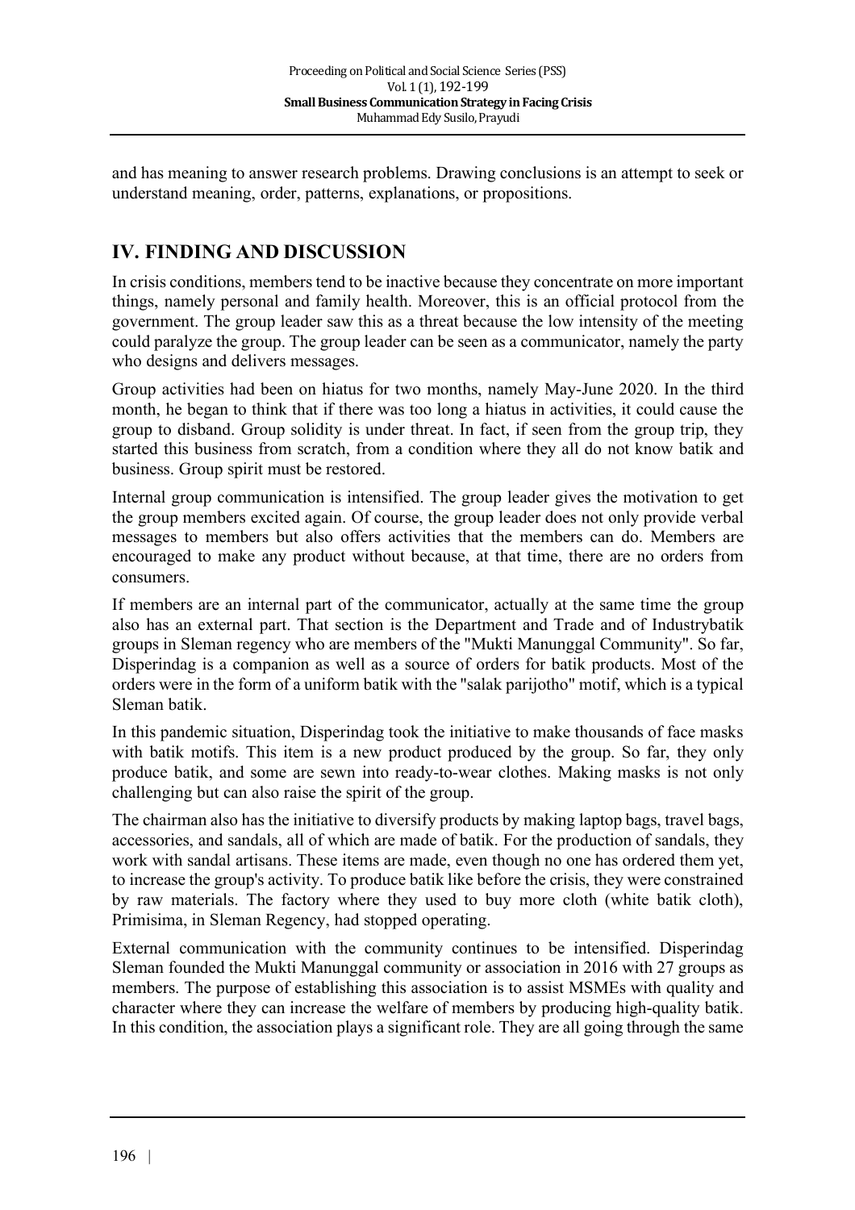and has meaning to answer research problems. Drawing conclusions is an attempt to seek or understand meaning, order, patterns, explanations, or propositions.

## IV. FINDING AND DISCUSSION

In crisis conditions, members tend to be inactive because they concentrate on more important things, namely personal and family health. Moreover, this is an official protocol from the government. The group leader saw this as a threat because the low intensity of the meeting could paralyze the group. The group leader can be seen as a communicator, namely the party who designs and delivers messages.

Group activities had been on hiatus for two months, namely May-June 2020. In the third month, he began to think that if there was too long a hiatus in activities, it could cause the group to disband. Group solidity is under threat. In fact, if seen from the group trip, they started this business from scratch, from a condition where they all do not know batik and business. Group spirit must be restored.

Internal group communication is intensified. The group leader gives the motivation to get the group members excited again. Of course, the group leader does not only provide verbal messages to members but also offers activities that the members can do. Members are encouraged to make any product without because, at that time, there are no orders from consumers.

If members are an internal part of the communicator, actually at the same time the group also has an external part. That section is the Department and Trade and of Industrybatik groups in Sleman regency who are members of the "Mukti Manunggal Community". So far, Disperindag is a companion as well as a source of orders for batik products. Most of the orders were in the form of a uniform batik with the "salak parijotho" motif, which is a typical Sleman batik.

In this pandemic situation, Disperindag took the initiative to make thousands of face masks with batik motifs. This item is a new product produced by the group. So far, they only produce batik, and some are sewn into ready-to-wear clothes. Making masks is not only challenging but can also raise the spirit of the group.

The chairman also has the initiative to diversify products by making laptop bags, travel bags, accessories, and sandals, all of which are made of batik. For the production of sandals, they work with sandal artisans. These items are made, even though no one has ordered them yet, to increase the group's activity. To produce batik like before the crisis, they were constrained by raw materials. The factory where they used to buy more cloth (white batik cloth), Primisima, in Sleman Regency, had stopped operating.

External communication with the community continues to be intensified. Disperindag Sleman founded the Mukti Manunggal community or association in 2016 with 27 groups as members. The purpose of establishing this association is to assist MSMEs with quality and character where they can increase the welfare of members by producing high-quality batik. In this condition, the association plays a significant role. They are all going through the same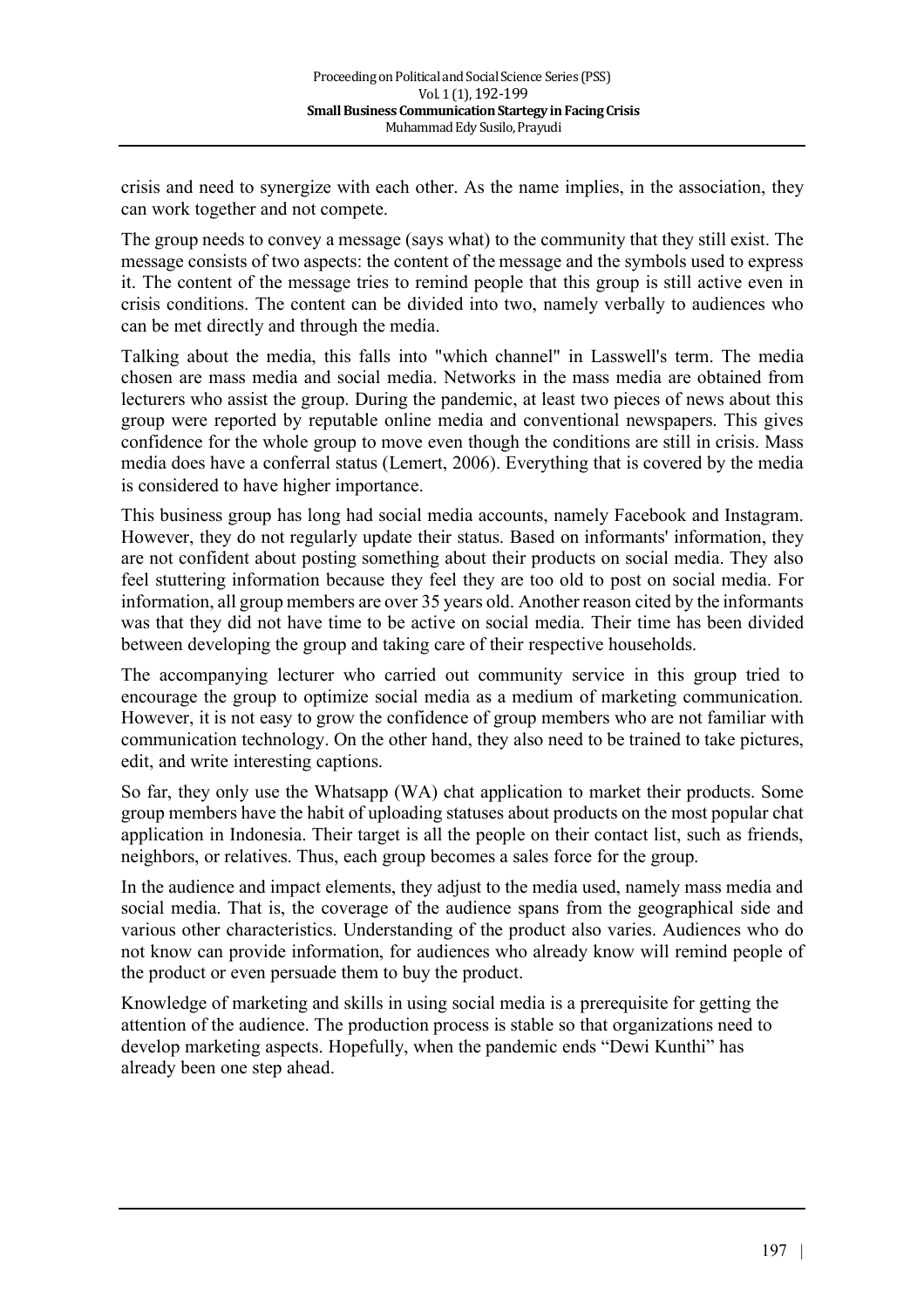crisis and need to synergize with each other. As the name implies, in the association, they can work together and not compete.

The group needs to convey a message (says what) to the community that they still exist. The message consists of two aspects: the content of the message and the symbols used to express it. The content of the message tries to remind people that this group is still active even in crisis conditions. The content can be divided into two, namely verbally to audiences who can be met directly and through the media.

Talking about the media, this falls into "which channel" in Lasswell's term. The media chosen are mass media and social media. Networks in the mass media are obtained from lecturers who assist the group. During the pandemic, at least two pieces of news about this group were reported by reputable online media and conventional newspapers. This gives confidence for the whole group to move even though the conditions are still in crisis. Mass media does have a conferral status (Lemert, 2006). Everything that is covered by the media is considered to have higher importance.

This business group has long had social media accounts, namely Facebook and Instagram. However, they do not regularly update their status. Based on informants' information, they are not confident about posting something about their products on social media. They also feel stuttering information because they feel they are too old to post on social media. For information, all group members are over 35 years old. Another reason cited by the informants was that they did not have time to be active on social media. Their time has been divided between developing the group and taking care of their respective households.

The accompanying lecturer who carried out community service in this group tried to encourage the group to optimize social media as a medium of marketing communication. However, it is not easy to grow the confidence of group members who are not familiar with communication technology. On the other hand, they also need to be trained to take pictures, edit, and write interesting captions.

So far, they only use the Whatsapp (WA) chat application to market their products. Some group members have the habit of uploading statuses about products on the most popular chat application in Indonesia. Their target is all the people on their contact list, such as friends, neighbors, or relatives. Thus, each group becomes a sales force for the group.

In the audience and impact elements, they adjust to the media used, namely mass media and social media. That is, the coverage of the audience spans from the geographical side and various other characteristics. Understanding of the product also varies. Audiences who do not know can provide information, for audiences who already know will remind people of the product or even persuade them to buy the product.

Knowledge of marketing and skills in using social media is a prerequisite for getting the attention of the audience. The production process is stable so that organizations need to develop marketing aspects. Hopefully, when the pandemic ends "Dewi Kunthi" has already been one step ahead.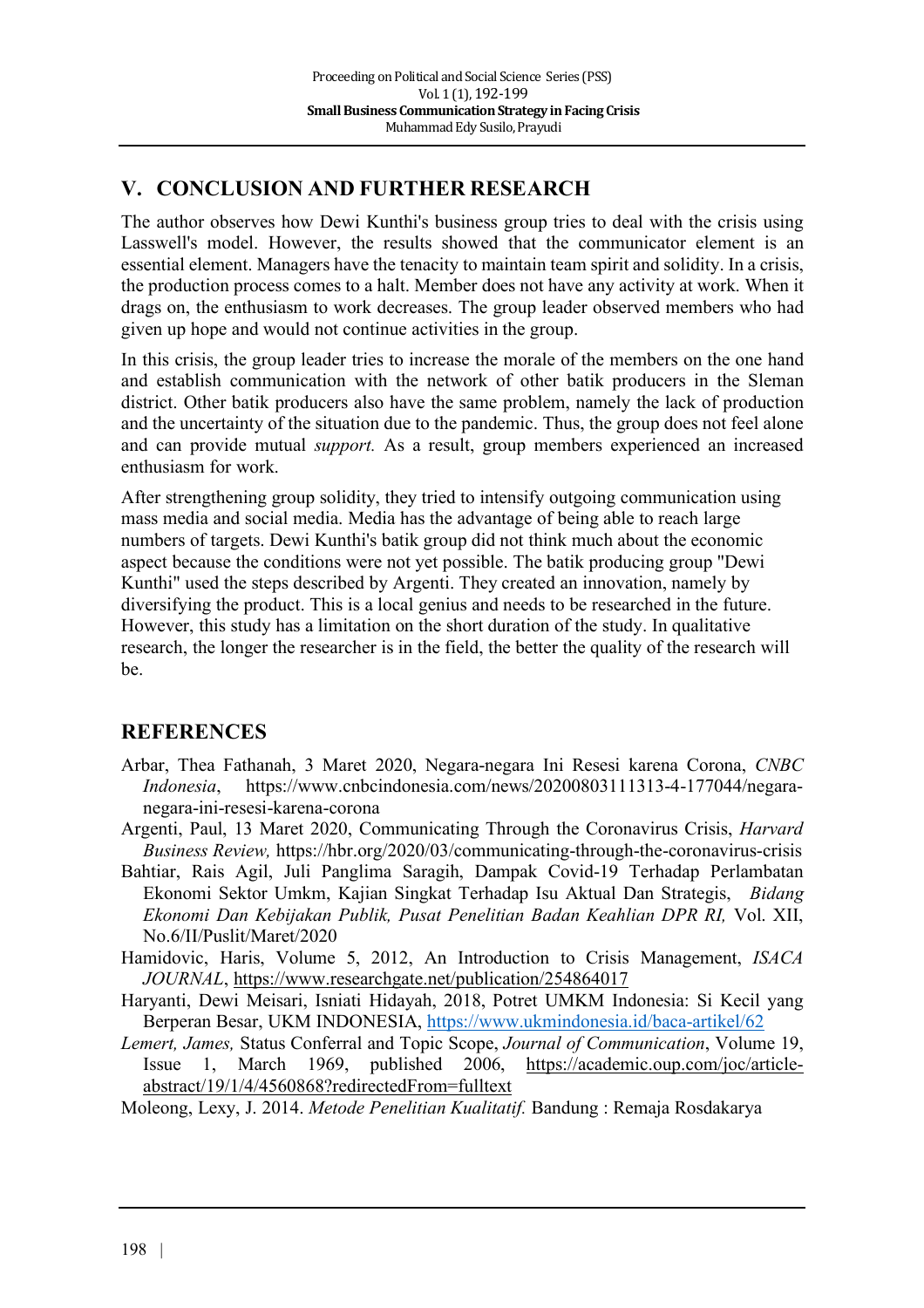## V. CONCLUSION AND FURTHER RESEARCH

The author observes how Dewi Kunthi's business group tries to deal with the crisis using Lasswell's model. However, the results showed that the communicator element is an essential element. Managers have the tenacity to maintain team spirit and solidity. In a crisis, the production process comes to a halt. Member does not have any activity at work. When it drags on, the enthusiasm to work decreases. The group leader observed members who had given up hope and would not continue activities in the group.

In this crisis, the group leader tries to increase the morale of the members on the one hand and establish communication with the network of other batik producers in the Sleman district. Other batik producers also have the same problem, namely the lack of production and the uncertainty of the situation due to the pandemic. Thus, the group does not feel alone and can provide mutual *support.* As a result, group members experienced an increased enthusiasm for work.

After strengthening group solidity, they tried to intensify outgoing communication using mass media and social media. Media has the advantage of being able to reach large numbers of targets. Dewi Kunthi's batik group did not think much about the economic aspect because the conditions were not yet possible. The batik producing group "Dewi Kunthi" used the steps described by Argenti. They created an innovation, namely by diversifying the product. This is a local genius and needs to be researched in the future. However, this study has a limitation on the short duration of the study. In qualitative research, the longer the researcher is in the field, the better the quality of the research will be.

## REFERENCES

Arbar, Thea Fathanah, 3 Maret 2020, Negara-negara Ini Resesi karena Corona, *CNBC Indonesia*, https://www.cnbcindonesia.com/news/20200803111313-4-177044/negara-negara-ini-resesi-karena-corona

Argenti, Paul, 13 Maret 2020, Communicating Through the Coronavirus Crisis, *Harvard Business Review,* https://hbr.org/2020/03/communicating-through-the-coronavirus-crisis

Bahtiar, Rais Agil, Juli Panglima Saragih, Dampak Covid-19 Terhadap Perlambatan Ekonomi Sektor Umkm, Kajian Singkat Terhadap Isu Aktual Dan Strategis, *Bidang Ekonomi Dan Kebijakan Publik, Pusat Penelitian Badan Keahlian DPR RI,* Vol. XII, No.6/II/Puslit/Maret/2020

Hamidovic, Haris, Volume 5, 2012, An Introduction to Crisis Management, *ISACA JOURNAL*, https://www.researchgate.net/publication/254864017

Haryanti, Dewi Meisari, Isniati Hidayah, 2018, Potret UMKM Indonesia: Si Kecil yang Berperan Besar, UKM INDONESIA, https://www.ukmindonesia.id/baca-artikel/62

*Lemert, James,* Status Conferral and Topic Scope, *Journal of Communication*, Volume 19, Issue 1, March 1969, published 2006, https://academic.oup.com/joc/article-abstract/19/1/4/4560868?redirectedFrom=fulltext

Moleong, Lexy, J. 2014. *Metode Penelitian Kualitatif.* Bandung : Remaja Rosdakarya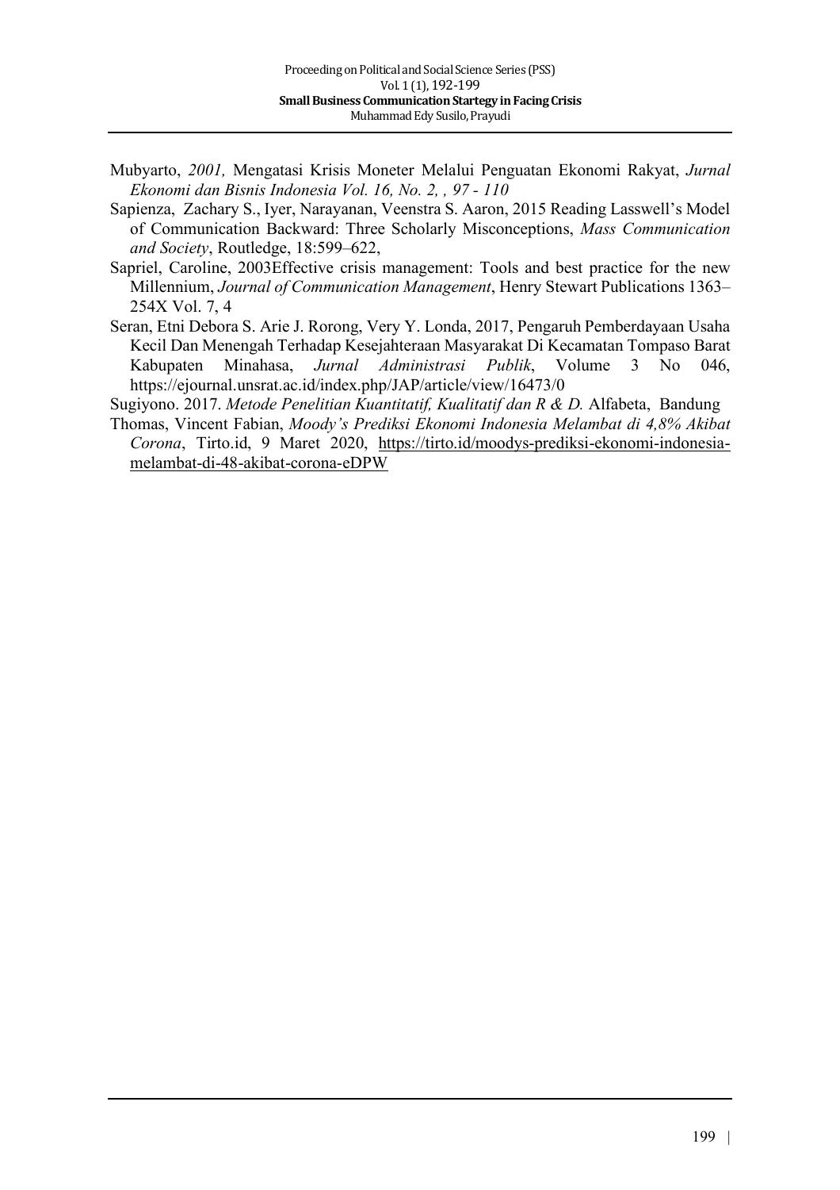Mubyarto, *2001,* Mengatasi Krisis Moneter Melalui Penguatan Ekonomi Rakyat, *Jurnal Ekonomi dan Bisnis Indonesia Vol. 16, No. 2, , 97 - 110*

Sapienza, Zachary S., Iyer, Narayanan, Veenstra S. Aaron, 2015 Reading Lasswell's Model of Communication Backward: Three Scholarly Misconceptions, *Mass Communication and Society*, Routledge, 18:599–622,

Sapriel, Caroline, 2003Effective crisis management: Tools and best practice for the new Millennium, *Journal of Communication Management*, Henry Stewart Publications 1363–254X Vol. 7, 4

Seran, Etni Debora S. Arie J. Rorong, Very Y. Londa, 2017, Pengaruh Pemberdayaan Usaha Kecil Dan Menengah Terhadap Kesejahteraan Masyarakat Di Kecamatan Tompaso Barat Kabupaten Minahasa, *Jurnal Administrasi Publik*, Volume 3 No 046, https://ejournal.unsrat.ac.id/index.php/JAP/article/view/16473/0

Sugiyono. 2017. *Metode Penelitian Kuantitatif, Kualitatif dan R & D.* Alfabeta, Bandung

Thomas, Vincent Fabian, *Moody's Prediksi Ekonomi Indonesia Melambat di 4,8% Akibat Corona*, Tirto.id, 9 Maret 2020, https://tirto.id/moodys-prediksi-ekonomi-indonesia-melambat-di-48-akibat-corona-eDPW